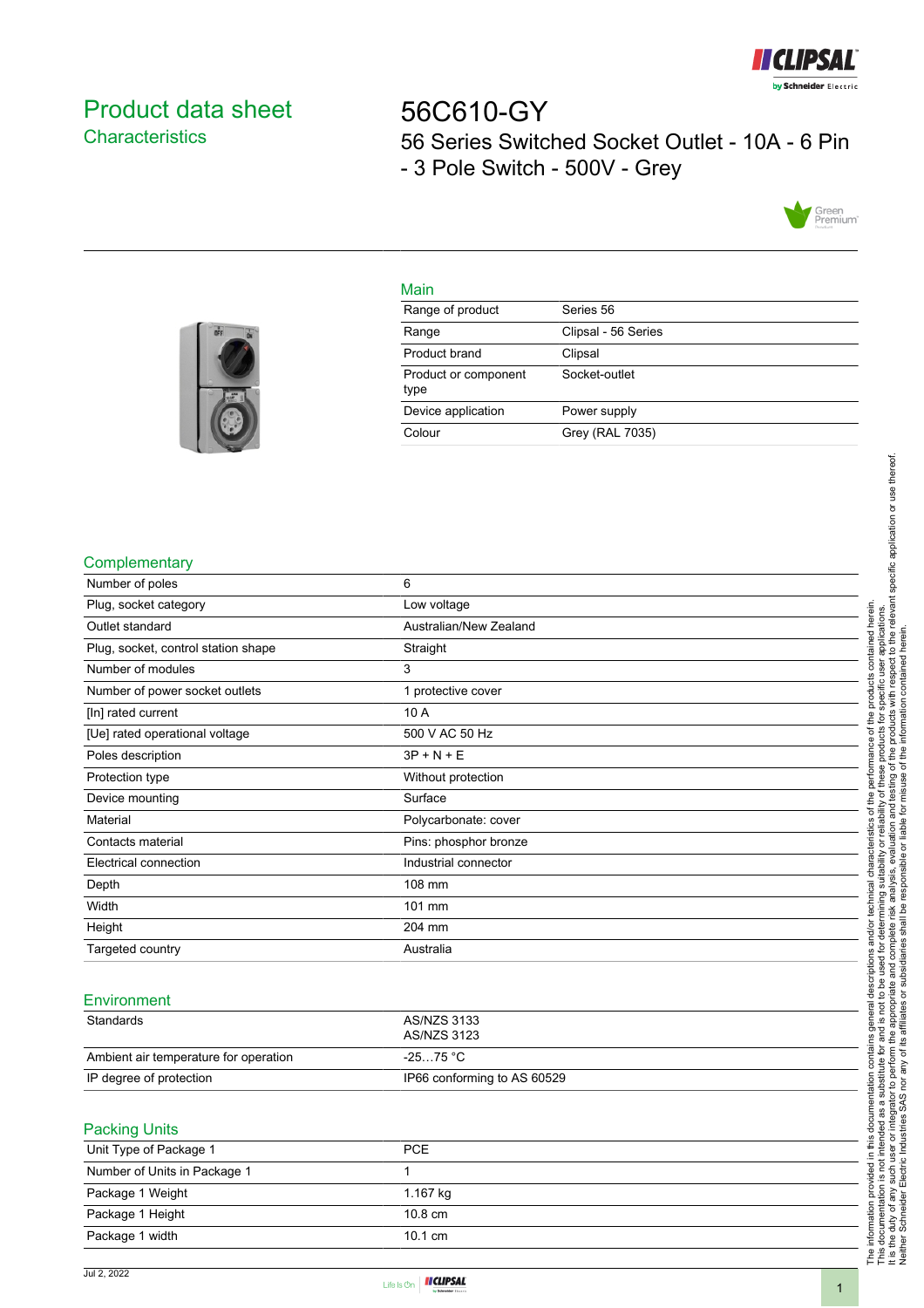# Product data sheet
## Characteristics

# 56C610-GY
56 Series Switched Socket Outlet - 10A - 6 Pin - 3 Pole Switch - 500V - Grey

## Main

| | |
|---|---|
| Range of product | Series 56 |
| Range | Clipsal - 56 Series |
| Product brand | Clipsal |
| Product or component type | Socket-outlet |
| Device application | Power supply |
| Colour | Grey (RAL 7035) |

## Complementary

| | |
|---|---|
| Number of poles | 6 |
| Plug, socket category | Low voltage |
| Outlet standard | Australian/New Zealand |
| Plug, socket, control station shape | Straight |
| Number of modules | 3 |
| Number of power socket outlets | 1 protective cover |
| [In] rated current | 10 A |
| [Ue] rated operational voltage | 500 V AC 50 Hz |
| Poles description | 3P + N + E |
| Protection type | Without protection |
| Device mounting | Surface |
| Material | Polycarbonate: cover |
| Contacts material | Pins: phosphor bronze |
| Electrical connection | Industrial connector |
| Depth | 108 mm |
| Width | 101 mm |
| Height | 204 mm |
| Targeted country | Australia |

## Environment

| | |
|---|---|
| Standards | AS/NZS 3133<br>AS/NZS 3123 |
| Ambient air temperature for operation | -25…75 °C |
| IP degree of protection | IP66 conforming to AS 60529 |

## Packing Units

| | |
|---|---|
| Unit Type of Package 1 | PCE |
| Number of Units in Package 1 | 1 |
| Package 1 Weight | 1.167 kg |
| Package 1 Height | 10.8 cm |
| Package 1 width | 10.1 cm |

The information provided in this documentation contains general descriptions and/or technical characteristics of the performance of the products contained herein. This documentation is not intended as a substitute for and is not to be used for determining suitability or reliability of these products for specific user applications. It is the duty of any such user or integrator to perform the appropriate and complete risk analysis, evaluation and testing of the products with respect to the relevant specific application or use thereof. Neither Schneider Electric Industries SAS nor any of its affiliates or subsidiaries shall be responsible or liable for misuse of the information contained herein.

Jul 2, 2022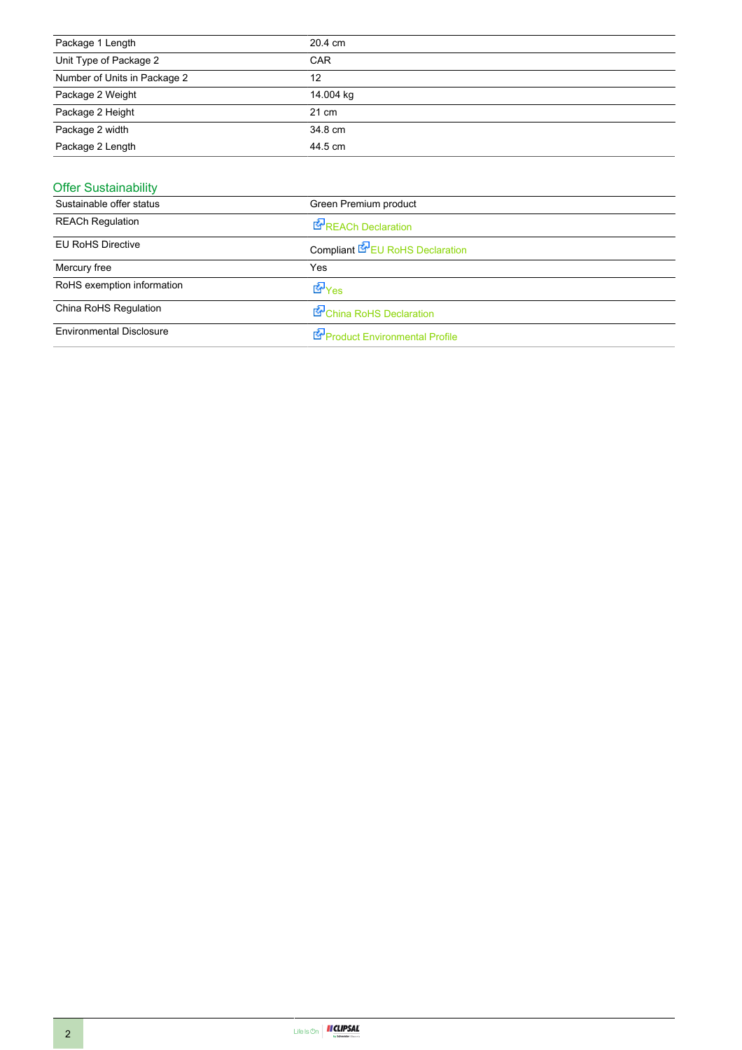| | |
|---|---|
| Package 1 Length | 20.4 cm |
| Unit Type of Package 2 | CAR |
| Number of Units in Package 2 | 12 |
| Package 2 Weight | 14.004 kg |
| Package 2 Height | 21 cm |
| Package 2 width | 34.8 cm |
| Package 2 Length | 44.5 cm |

## Offer Sustainability

| | |
|---|---|
| Sustainable offer status | Green Premium product |
| REACh Regulation | REACh Declaration |
| EU RoHS Directive | Compliant EU RoHS Declaration |
| Mercury free | Yes |
| RoHS exemption information | Yes |
| China RoHS Regulation | China RoHS Declaration |
| Environmental Disclosure | Product Environmental Profile |